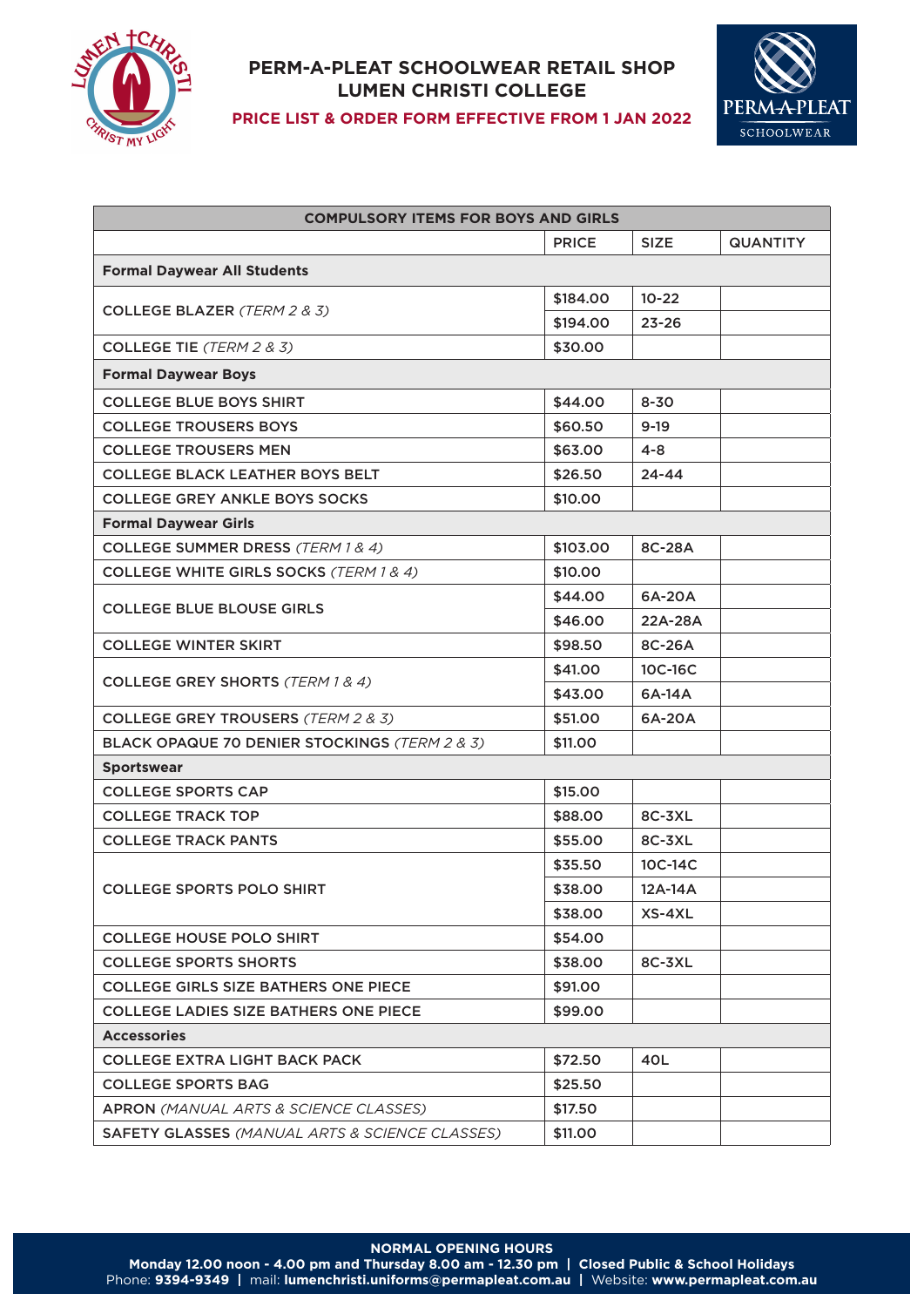# PERM-A-PLEAT SCHOOLWEAR RETAIL SHOP
# LUMEN CHRISTI COLLEGE

**PRICE LIST & ORDER FORM EFFECTIVE FROM 1 JAN 2022**

| COMPULSORY ITEMS FOR BOYS AND GIRLS | | | |
|---|---|---|---|
| | PRICE | SIZE | QUANTITY |
| **Formal Daywear All Students** | | | |
| COLLEGE BLAZER *(TERM 2 & 3)* | $184.00 | 10-22 | |
| | $194.00 | 23-26 | |
| COLLEGE TIE *(TERM 2 & 3)* | $30.00 | | |
| **Formal Daywear Boys** | | | |
| COLLEGE BLUE BOYS SHIRT | $44.00 | 8-30 | |
| COLLEGE TROUSERS BOYS | $60.50 | 9-19 | |
| COLLEGE TROUSERS MEN | $63.00 | 4-8 | |
| COLLEGE BLACK LEATHER BOYS BELT | $26.50 | 24-44 | |
| COLLEGE GREY ANKLE BOYS SOCKS | $10.00 | | |
| **Formal Daywear Girls** | | | |
| COLLEGE SUMMER DRESS *(TERM 1 & 4)* | $103.00 | 8C-28A | |
| COLLEGE WHITE GIRLS SOCKS *(TERM 1 & 4)* | $10.00 | | |
| COLLEGE BLUE BLOUSE GIRLS | $44.00 | 6A-20A | |
| | $46.00 | 22A-28A | |
| COLLEGE WINTER SKIRT | $98.50 | 8C-26A | |
| COLLEGE GREY SHORTS *(TERM 1 & 4)* | $41.00 | 10C-16C | |
| | $43.00 | 6A-14A | |
| COLLEGE GREY TROUSERS *(TERM 2 & 3)* | $51.00 | 6A-20A | |
| BLACK OPAQUE 70 DENIER STOCKINGS *(TERM 2 & 3)* | $11.00 | | |
| **Sportswear** | | | |
| COLLEGE SPORTS CAP | $15.00 | | |
| COLLEGE TRACK TOP | $88.00 | 8C-3XL | |
| COLLEGE TRACK PANTS | $55.00 | 8C-3XL | |
| COLLEGE SPORTS POLO SHIRT | $35.50 | 10C-14C | |
| | $38.00 | 12A-14A | |
| | $38.00 | XS-4XL | |
| COLLEGE HOUSE POLO SHIRT | $54.00 | | |
| COLLEGE SPORTS SHORTS | $38.00 | 8C-3XL | |
| COLLEGE GIRLS SIZE BATHERS ONE PIECE | $91.00 | | |
| COLLEGE LADIES SIZE BATHERS ONE PIECE | $99.00 | | |
| **Accessories** | | | |
| COLLEGE EXTRA LIGHT BACK PACK | $72.50 | 40L | |
| COLLEGE SPORTS BAG | $25.50 | | |
| APRON *(MANUAL ARTS & SCIENCE CLASSES)* | $17.50 | | |
| SAFETY GLASSES *(MANUAL ARTS & SCIENCE CLASSES)* | $11.00 | | |

**NORMAL OPENING HOURS**

**Monday 12.00 noon - 4.00 pm and Thursday 8.00 am - 12.30 pm | Closed Public & School Holidays**

Phone: **9394-9349** | mail: **lumenchristi.uniforms@permapleat.com.au** | Website: **www.permapleat.com.au**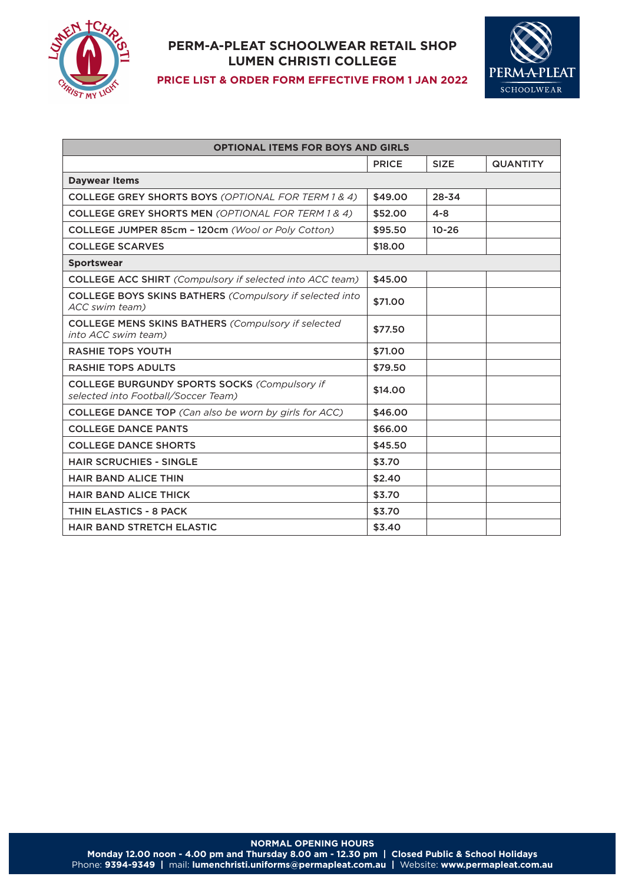# PERM-A-PLEAT SCHOOLWEAR RETAIL SHOP
## LUMEN CHRISTI COLLEGE

**PRICE LIST & ORDER FORM EFFECTIVE FROM 1 JAN 2022**

| OPTIONAL ITEMS FOR BOYS AND GIRLS | | | |
|---|---|---|---|
| | PRICE | SIZE | QUANTITY |
| **Daywear Items** | | | |
| COLLEGE GREY SHORTS BOYS *(OPTIONAL FOR TERM 1 & 4)* | $49.00 | 28-34 | |
| COLLEGE GREY SHORTS MEN *(OPTIONAL FOR TERM 1 & 4)* | $52.00 | 4-8 | |
| COLLEGE JUMPER 85cm – 120cm *(Wool or Poly Cotton)* | $95.50 | 10-26 | |
| COLLEGE SCARVES | $18.00 | | |
| **Sportswear** | | | |
| COLLEGE ACC SHIRT *(Compulsory if selected into ACC team)* | $45.00 | | |
| COLLEGE BOYS SKINS BATHERS *(Compulsory if selected into ACC swim team)* | $71.00 | | |
| COLLEGE MENS SKINS BATHERS *(Compulsory if selected into ACC swim team)* | $77.50 | | |
| RASHIE TOPS YOUTH | $71.00 | | |
| RASHIE TOPS ADULTS | $79.50 | | |
| COLLEGE BURGUNDY SPORTS SOCKS *(Compulsory if selected into Football/Soccer Team)* | $14.00 | | |
| COLLEGE DANCE TOP *(Can also be worn by girls for ACC)* | $46.00 | | |
| COLLEGE DANCE PANTS | $66.00 | | |
| COLLEGE DANCE SHORTS | $45.50 | | |
| HAIR SCRUCHIES - SINGLE | $3.70 | | |
| HAIR BAND ALICE THIN | $2.40 | | |
| HAIR BAND ALICE THICK | $3.70 | | |
| THIN ELASTICS - 8 PACK | $3.70 | | |
| HAIR BAND STRETCH ELASTIC | $3.40 | | |

**NORMAL OPENING HOURS**

**Monday 12.00 noon - 4.00 pm and Thursday 8.00 am - 12.30 pm | Closed Public & School Holidays**

Phone: **9394-9349** | mail: **lumenchristi.uniforms@permapleat.com.au** | Website: **www.permapleat.com.au**